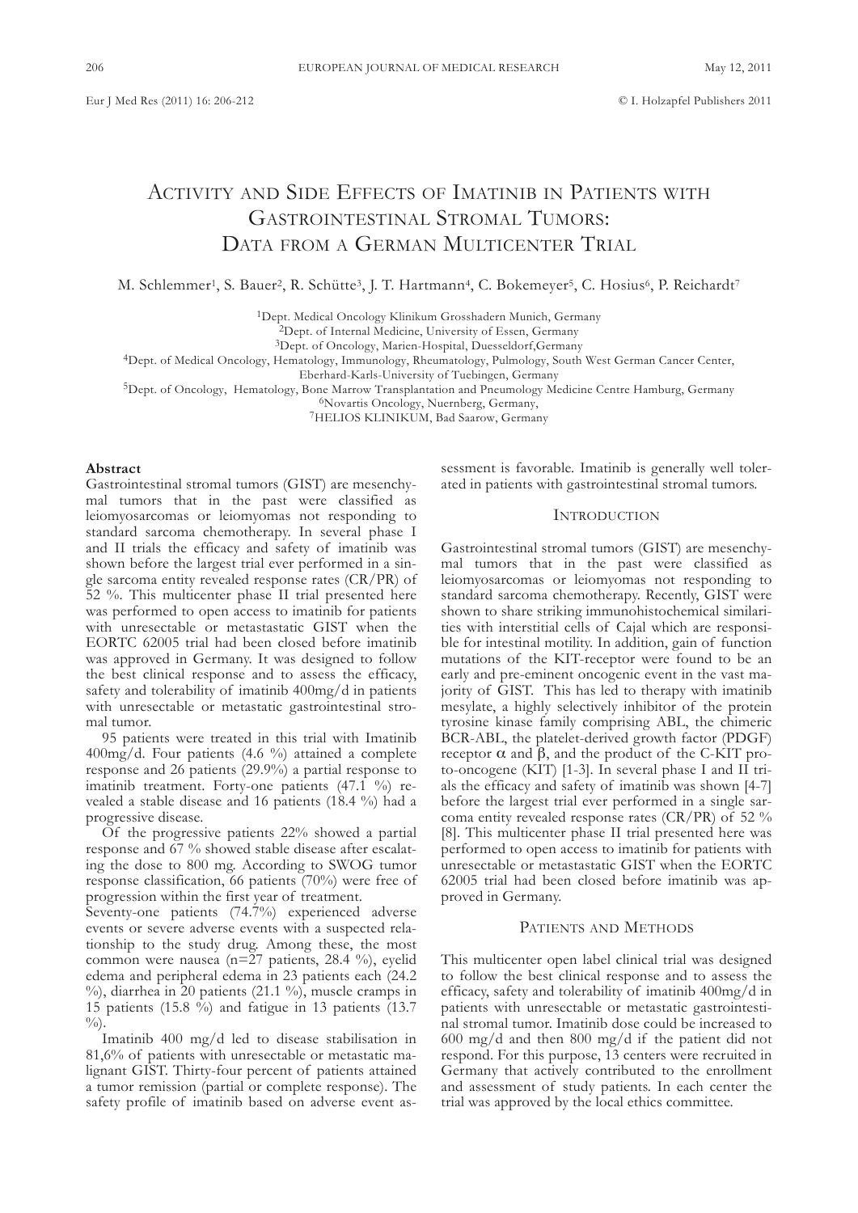# Activity and Side Effects of Imatinib in Patients with Gastrointestinal Stromal Tumors: Data from a German Multicenter Trial

M. Schlemmer[1], S. Bauer[2], R. Schütte[3], J. T. Hartmann[4], C. Bokemeyer[5], C. Hosius[6], P. Reichardt[7]

[1]Dept. Medical Oncology Klinikum Grosshadern Munich, Germany
[2]Dept. of Internal Medicine, University of Essen, Germany
[3]Dept. of Oncology, Marien-Hospital, Duesseldorf,Germany
[4]Dept. of Medical Oncology, Hematology, Immunology, Rheumatology, Pulmology, South West German Cancer Center, Eberhard-Karls-University of Tuebingen, Germany
[5]Dept. of Oncology, Hematology, Bone Marrow Transplantation and Pneumology Medicine Centre Hamburg, Germany
[6]Novartis Oncology, Nuernberg, Germany,
[7]HELIOS KLINIKUM, Bad Saarow, Germany

## Abstract

Gastrointestinal stromal tumors (GIST) are mesenchymal tumors that in the past were classified as leiomyosarcomas or leiomyomas not responding to standard sarcoma chemotherapy. In several phase I and II trials the efficacy and safety of imatinib was shown before the largest trial ever performed in a single sarcoma entity revealed response rates (CR/PR) of 52 %. This multicenter phase II trial presented here was performed to open access to imatinib for patients with unresectable or metastastatic GIST when the EORTC 62005 trial had been closed before imatinib was approved in Germany. It was designed to follow the best clinical response and to assess the efficacy, safety and tolerability of imatinib 400mg/d in patients with unresectable or metastatic gastrointestinal stromal tumor.

95 patients were treated in this trial with Imatinib 400mg/d. Four patients (4.6 %) attained a complete response and 26 patients (29.9%) a partial response to imatinib treatment. Forty-one patients (47.1 %) revealed a stable disease and 16 patients (18.4 %) had a progressive disease.

Of the progressive patients 22% showed a partial response and 67 % showed stable disease after escalating the dose to 800 mg. According to SWOG tumor response classification, 66 patients (70%) were free of progression within the first year of treatment.

Seventy-one patients (74.7%) experienced adverse events or severe adverse events with a suspected relationship to the study drug. Among these, the most common were nausea (n=27 patients, 28.4 %), eyelid edema and peripheral edema in 23 patients each (24.2 %), diarrhea in 20 patients (21.1 %), muscle cramps in 15 patients (15.8 %) and fatigue in 13 patients (13.7 %).

Imatinib 400 mg/d led to disease stabilisation in 81,6% of patients with unresectable or metastatic malignant GIST. Thirty-four percent of patients attained a tumor remission (partial or complete response). The safety profile of imatinib based on adverse event assessment is favorable. Imatinib is generally well tolerated in patients with gastrointestinal stromal tumors.

## Introduction

Gastrointestinal stromal tumors (GIST) are mesenchymal tumors that in the past were classified as leiomyosarcomas or leiomyomas not responding to standard sarcoma chemotherapy. Recently, GIST were shown to share striking immunohistochemical similarities with interstitial cells of Cajal which are responsible for intestinal motility. In addition, gain of function mutations of the KIT-receptor were found to be an early and pre-eminent oncogenic event in the vast majority of GIST. This has led to therapy with imatinib mesylate, a highly selectively inhibitor of the protein tyrosine kinase family comprising ABL, the chimeric BCR-ABL, the platelet-derived growth factor (PDGF) receptor $\alpha$ and $\beta$, and the product of the C-KIT proto-oncogene (KIT) [1-3]. In several phase I and II trials the efficacy and safety of imatinib was shown [4-7] before the largest trial ever performed in a single sarcoma entity revealed response rates (CR/PR) of 52 % [8]. This multicenter phase II trial presented here was performed to open access to imatinib for patients with unresectable or metastastatic GIST when the EORTC 62005 trial had been closed before imatinib was approved in Germany.

## Patients and Methods

This multicenter open label clinical trial was designed to follow the best clinical response and to assess the efficacy, safety and tolerability of imatinib 400mg/d in patients with unresectable or metastatic gastrointestinal stromal tumor. Imatinib dose could be increased to 600 mg/d and then 800 mg/d if the patient did not respond. For this purpose, 13 centers were recruited in Germany that actively contributed to the enrollment and assessment of study patients. In each center the trial was approved by the local ethics committee.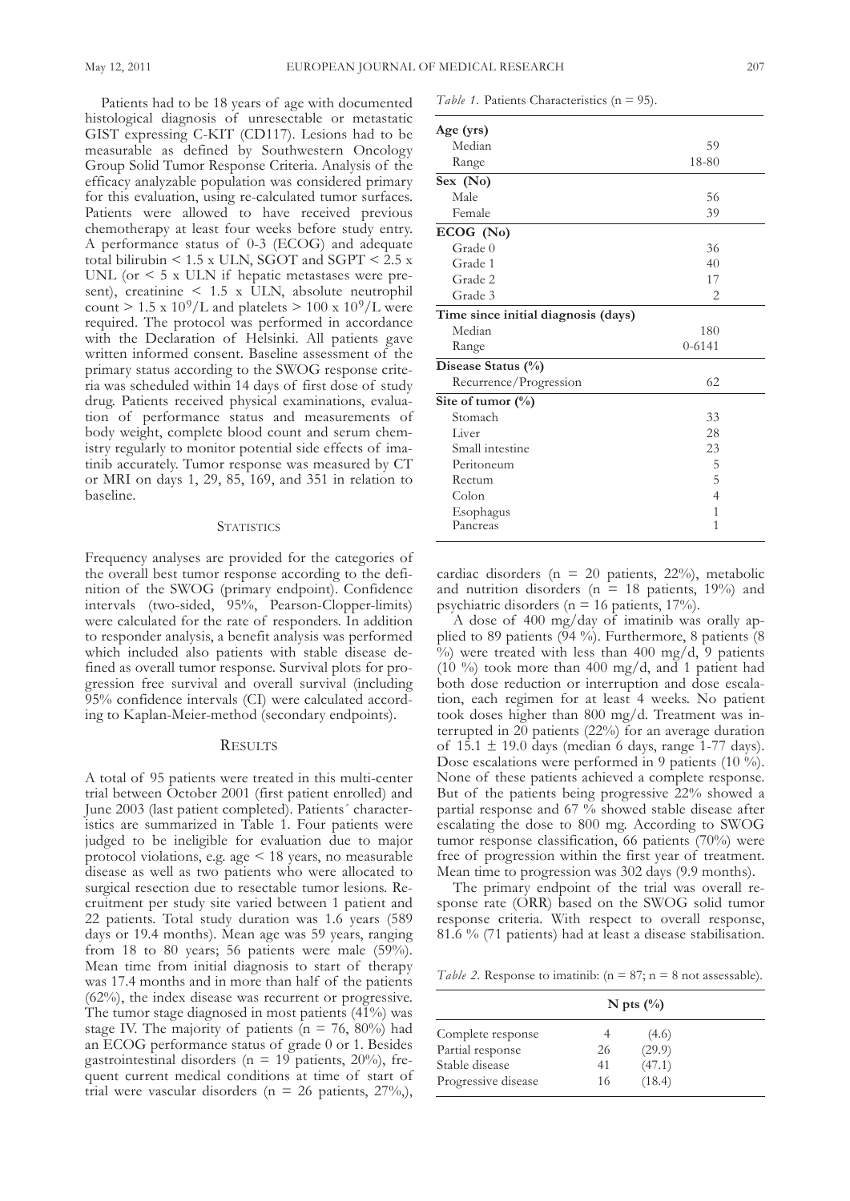Patients had to be 18 years of age with documented histological diagnosis of unresectable or metastatic GIST expressing C-KIT (CD117). Lesions had to be measurable as defined by Southwestern Oncology Group Solid Tumor Response Criteria. Analysis of the efficacy analyzable population was considered primary for this evaluation, using re-calculated tumor surfaces. Patients were allowed to have received previous chemotherapy at least four weeks before study entry. A performance status of 0-3 (ECOG) and adequate total bilirubin < 1.5 x ULN, SGOT and SGPT < 2.5 x UNL (or < 5 x ULN if hepatic metastases were present), creatinine < 1.5 x ULN, absolute neutrophil count > 1.5 x $10^9$/L and platelets > 100 x $10^9$/L were required. The protocol was performed in accordance with the Declaration of Helsinki. All patients gave written informed consent. Baseline assessment of the primary status according to the SWOG response criteria was scheduled within 14 days of first dose of study drug. Patients received physical examinations, evaluation of performance status and measurements of body weight, complete blood count and serum chemistry regularly to monitor potential side effects of imatinib accurately. Tumor response was measured by CT or MRI on days 1, 29, 85, 169, and 351 in relation to baseline.

## Statistics

Frequency analyses are provided for the categories of the overall best tumor response according to the definition of the SWOG (primary endpoint). Confidence intervals (two-sided, 95%, Pearson-Clopper-limits) were calculated for the rate of responders. In addition to responder analysis, a benefit analysis was performed which included also patients with stable disease defined as overall tumor response. Survival plots for progression free survival and overall survival (including 95% confidence intervals (CI) were calculated according to Kaplan-Meier-method (secondary endpoints).

## Results

A total of 95 patients were treated in this multi-center trial between October 2001 (first patient enrolled) and June 2003 (last patient completed). Patients´ characteristics are summarized in Table 1. Four patients were judged to be ineligible for evaluation due to major protocol violations, e.g. age < 18 years, no measurable disease as well as two patients who were allocated to surgical resection due to resectable tumor lesions. Recruitment per study site varied between 1 patient and 22 patients. Total study duration was 1.6 years (589 days or 19.4 months). Mean age was 59 years, ranging from 18 to 80 years; 56 patients were male (59%). Mean time from initial diagnosis to start of therapy was 17.4 months and in more than half of the patients (62%), the index disease was recurrent or progressive. The tumor stage diagnosed in most patients (41%) was stage IV. The majority of patients (n = 76, 80%) had an ECOG performance status of grade 0 or 1. Besides gastrointestinal disorders (n = 19 patients, 20%), frequent current medical conditions at time of start of trial were vascular disorders (n = 26 patients, 27%,), cardiac disorders (n = 20 patients, 22%), metabolic and nutrition disorders (n = 18 patients, 19%) and psychiatric disorders (n = 16 patients, 17%).

*Table 1.* Patients Characteristics (n = 95).

| | |
|---|---|
| **Age (yrs)** | |
| Median | 59 |
| Range | 18-80 |
| **Sex (No)** | |
| Male | 56 |
| Female | 39 |
| **ECOG (No)** | |
| Grade 0 | 36 |
| Grade 1 | 40 |
| Grade 2 | 17 |
| Grade 3 | 2 |
| **Time since initial diagnosis (days)** | |
| Median | 180 |
| Range | 0-6141 |
| **Disease Status (%)** | |
| Recurrence/Progression | 62 |
| **Site of tumor (%)** | |
| Stomach | 33 |
| Liver | 28 |
| Small intestine | 23 |
| Peritoneum | 5 |
| Rectum | 5 |
| Colon | 4 |
| Esophagus | 1 |
| Pancreas | 1 |

A dose of 400 mg/day of imatinib was orally applied to 89 patients (94 %). Furthermore, 8 patients (8 %) were treated with less than 400 mg/d, 9 patients (10 %) took more than 400 mg/d, and 1 patient had both dose reduction or interruption and dose escalation, each regimen for at least 4 weeks. No patient took doses higher than 800 mg/d. Treatment was interrupted in 20 patients (22%) for an average duration of 15.1 ± 19.0 days (median 6 days, range 1-77 days). Dose escalations were performed in 9 patients (10 %). None of these patients achieved a complete response. But of the patients being progressive 22% showed a partial response and 67 % showed stable disease after escalating the dose to 800 mg. According to SWOG tumor response classification, 66 patients (70%) were free of progression within the first year of treatment. Mean time to progression was 302 days (9.9 months).

The primary endpoint of the trial was overall response rate (ORR) based on the SWOG solid tumor response criteria. With respect to overall response, 81.6 % (71 patients) had at least a disease stabilisation.

*Table 2.* Response to imatinib: (n = 87; n = 8 not assessable).

| | N pts | (%) |
|---|---|---|
| Complete response | 4 | (4.6) |
| Partial response | 26 | (29.9) |
| Stable disease | 41 | (47.1) |
| Progressive disease | 16 | (18.4) |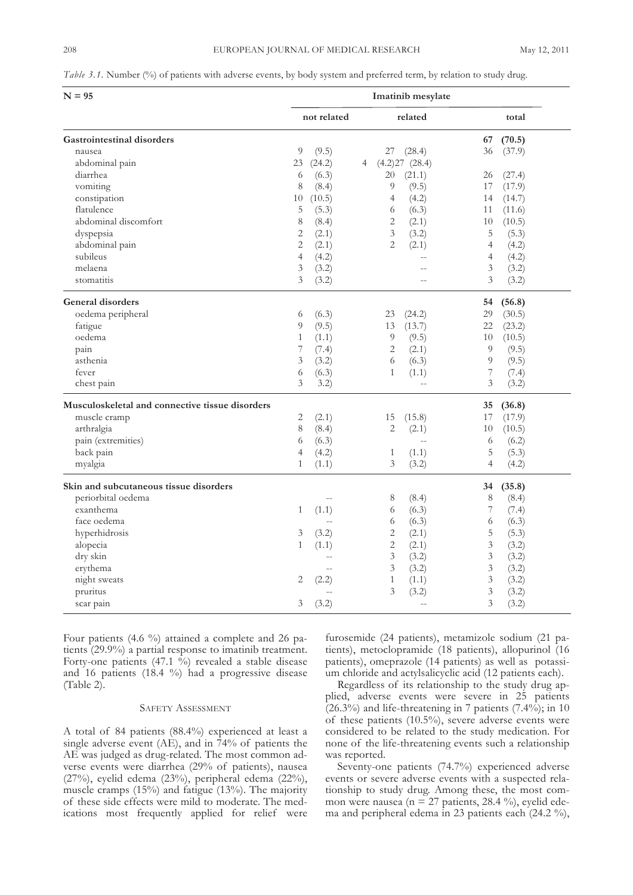*Table 3.1.* Number (%) of patients with adverse events, by body system and preferred term, by relation to study drug.

| N = 95 | Imatinib mesylate | | |
|---|---|---|---|
| | not related | related | total |
| **Gastrointestinal disorders** | | | **67 (70.5)** |
| nausea | 9 (9.5) | 27 (28.4) | 36 (37.9) |
| abdominal pain | 23 (24.2) | 4 (4.2)27 (28.4) | |
| diarrhea | 6 (6.3) | 20 (21.1) | 26 (27.4) |
| vomiting | 8 (8.4) | 9 (9.5) | 17 (17.9) |
| constipation | 10 (10.5) | 4 (4.2) | 14 (14.7) |
| flatulence | 5 (5.3) | 6 (6.3) | 11 (11.6) |
| abdominal discomfort | 8 (8.4) | 2 (2.1) | 10 (10.5) |
| dyspepsia | 2 (2.1) | 3 (3.2) | 5 (5.3) |
| abdominal pain | 2 (2.1) | 2 (2.1) | 4 (4.2) |
| subileus | 4 (4.2) | -- | 4 (4.2) |
| melaena | 3 (3.2) | -- | 3 (3.2) |
| stomatitis | 3 (3.2) | -- | 3 (3.2) |
| **General disorders** | | | **54 (56.8)** |
| oedema peripheral | 6 (6.3) | 23 (24.2) | 29 (30.5) |
| fatigue | 9 (9.5) | 13 (13.7) | 22 (23.2) |
| oedema | 1 (1.1) | 9 (9.5) | 10 (10.5) |
| pain | 7 (7.4) | 2 (2.1) | 9 (9.5) |
| asthenia | 3 (3.2) | 6 (6.3) | 9 (9.5) |
| fever | 6 (6.3) | 1 (1.1) | 7 (7.4) |
| chest pain | 3 3.2) | -- | 3 (3.2) |
| **Musculoskeletal and connective tissue disorders** | | | **35 (36.8)** |
| muscle cramp | 2 (2.1) | 15 (15.8) | 17 (17.9) |
| arthralgia | 8 (8.4) | 2 (2.1) | 10 (10.5) |
| pain (extremities) | 6 (6.3) | -- | 6 (6.2) |
| back pain | 4 (4.2) | 1 (1.1) | 5 (5.3) |
| myalgia | 1 (1.1) | 3 (3.2) | 4 (4.2) |
| **Skin and subcutaneous tissue disorders** | | | **34 (35.8)** |
| periorbital oedema | -- | 8 (8.4) | 8 (8.4) |
| exanthema | 1 (1.1) | 6 (6.3) | 7 (7.4) |
| face oedema | -- | 6 (6.3) | 6 (6.3) |
| hyperhidrosis | 3 (3.2) | 2 (2.1) | 5 (5.3) |
| alopecia | 1 (1.1) | 2 (2.1) | 3 (3.2) |
| dry skin | -- | 3 (3.2) | 3 (3.2) |
| erythema | -- | 3 (3.2) | 3 (3.2) |
| night sweats | 2 (2.2) | 1 (1.1) | 3 (3.2) |
| pruritus | -- | 3 (3.2) | 3 (3.2) |
| scar pain | 3 (3.2) | -- | 3 (3.2) |

Four patients (4.6 %) attained a complete and 26 patients (29.9%) a partial response to imatinib treatment. Forty-one patients (47.1 %) revealed a stable disease and 16 patients (18.4 %) had a progressive disease (Table 2).

## Safety Assessment

A total of 84 patients (88.4%) experienced at least a single adverse event (AE), and in 74% of patients the AE was judged as drug-related. The most common adverse events were diarrhea (29% of patients), nausea (27%), eyelid edema (23%), peripheral edema (22%), muscle cramps (15%) and fatigue (13%). The majority of these side effects were mild to moderate. The medications most frequently applied for relief were furosemide (24 patients), metamizole sodium (21 patients), metoclopramide (18 patients), allopurinol (16 patients), omeprazole (14 patients) as well as potassium chloride and actylsalicyclic acid (12 patients each).

Regardless of its relationship to the study drug applied, adverse events were severe in 25 patients (26.3%) and life-threatening in 7 patients (7.4%); in 10 of these patients (10.5%), severe adverse events were considered to be related to the study medication. For none of the life-threatening events such a relationship was reported.

Seventy-one patients (74.7%) experienced adverse events or severe adverse events with a suspected relationship to study drug. Among these, the most common were nausea (n = 27 patients, 28.4 %), eyelid edema and peripheral edema in 23 patients each (24.2 %),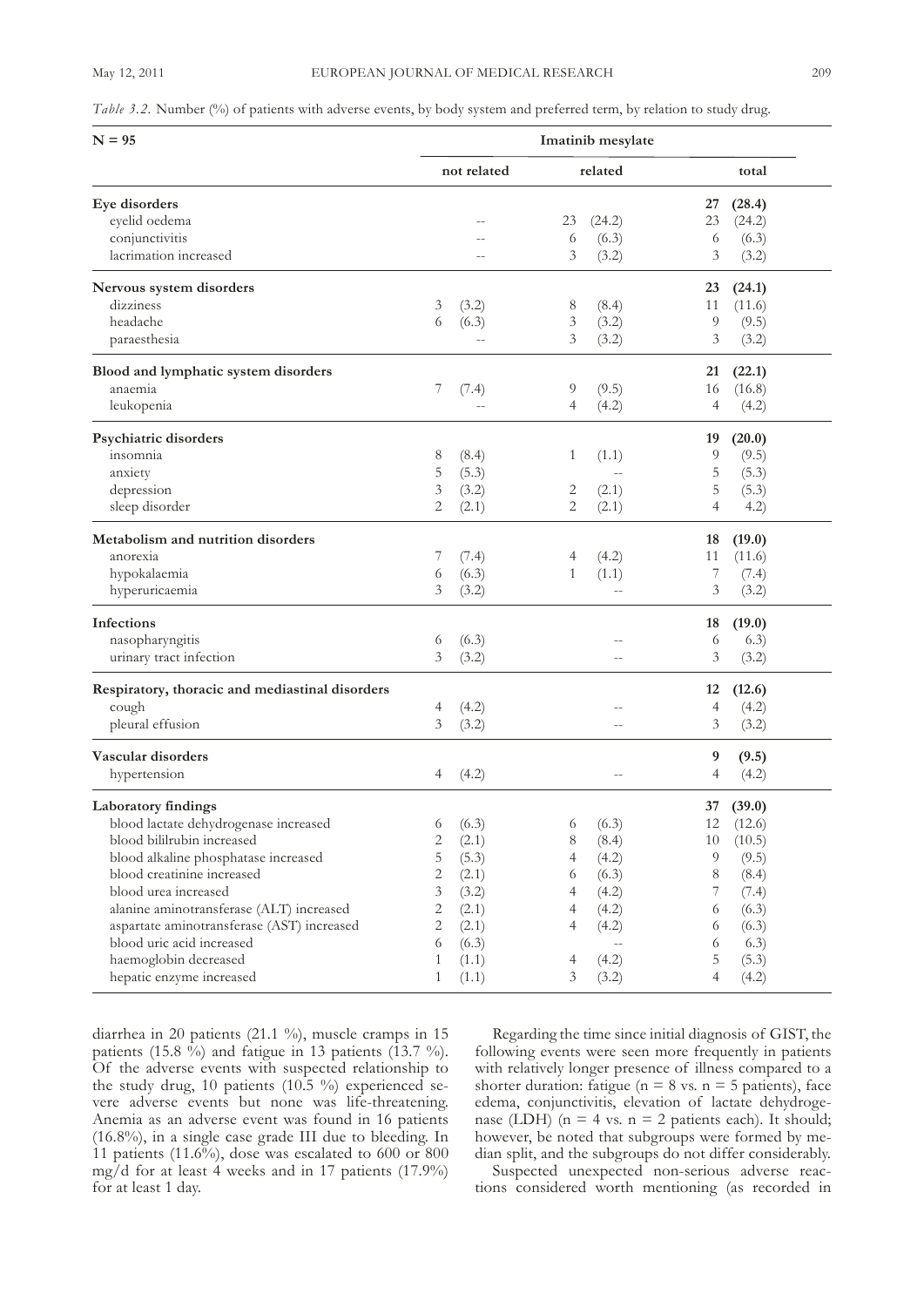*Table 3.2.* Number (%) of patients with adverse events, by body system and preferred term, by relation to study drug.

| N = 95 | Imatinib mesylate | | |
|---|---|---|---|
| | not related | related | total |
| **Eye disorders** | | | **27 (28.4)** |
| eyelid oedema | -- | 23 (24.2) | 23 (24.2) |
| conjunctivitis | -- | 6 (6.3) | 6 (6.3) |
| lacrimation increased | -- | 3 (3.2) | 3 (3.2) |
| **Nervous system disorders** | | | **23 (24.1)** |
| dizziness | 3 (3.2) | 8 (8.4) | 11 (11.6) |
| headache | 6 (6.3) | 3 (3.2) | 9 (9.5) |
| paraesthesia | -- | 3 (3.2) | 3 (3.2) |
| **Blood and lymphatic system disorders** | | | **21 (22.1)** |
| anaemia | 7 (7.4) | 9 (9.5) | 16 (16.8) |
| leukopenia | -- | 4 (4.2) | 4 (4.2) |
| **Psychiatric disorders** | | | **19 (20.0)** |
| insomnia | 8 (8.4) | 1 (1.1) | 9 (9.5) |
| anxiety | 5 (5.3) | -- | 5 (5.3) |
| depression | 3 (3.2) | 2 (2.1) | 5 (5.3) |
| sleep disorder | 2 (2.1) | 2 (2.1) | 4 4.2) |
| **Metabolism and nutrition disorders** | | | **18 (19.0)** |
| anorexia | 7 (7.4) | 4 (4.2) | 11 (11.6) |
| hypokalaemia | 6 (6.3) | 1 (1.1) | 7 (7.4) |
| hyperuricaemia | 3 (3.2) | -- | 3 (3.2) |
| **Infections** | | | **18 (19.0)** |
| nasopharyngitis | 6 (6.3) | -- | 6 6.3) |
| urinary tract infection | 3 (3.2) | -- | 3 (3.2) |
| **Respiratory, thoracic and mediastinal disorders** | | | **12 (12.6)** |
| cough | 4 (4.2) | -- | 4 (4.2) |
| pleural effusion | 3 (3.2) | -- | 3 (3.2) |
| **Vascular disorders** | | | **9 (9.5)** |
| hypertension | 4 (4.2) | -- | 4 (4.2) |
| **Laboratory findings** | | | **37 (39.0)** |
| blood lactate dehydrogenase increased | 6 (6.3) | 6 (6.3) | 12 (12.6) |
| blood bililrubin increased | 2 (2.1) | 8 (8.4) | 10 (10.5) |
| blood alkaline phosphatase increased | 5 (5.3) | 4 (4.2) | 9 (9.5) |
| blood creatinine increased | 2 (2.1) | 6 (6.3) | 8 (8.4) |
| blood urea increased | 3 (3.2) | 4 (4.2) | 7 (7.4) |
| alanine aminotransferase (ALT) increased | 2 (2.1) | 4 (4.2) | 6 (6.3) |
| aspartate aminotransferase (AST) increased | 2 (2.1) | 4 (4.2) | 6 (6.3) |
| blood uric acid increased | 6 (6.3) | -- | 6 6.3) |
| haemoglobin decreased | 1 (1.1) | 4 (4.2) | 5 (5.3) |
| hepatic enzyme increased | 1 (1.1) | 3 (3.2) | 4 (4.2) |

diarrhea in 20 patients (21.1 %), muscle cramps in 15 patients (15.8 %) and fatigue in 13 patients (13.7 %). Of the adverse events with suspected relationship to the study drug, 10 patients (10.5 %) experienced severe adverse events but none was life-threatening. Anemia as an adverse event was found in 16 patients (16.8%), in a single case grade III due to bleeding. In 11 patients (11.6%), dose was escalated to 600 or 800 mg/d for at least 4 weeks and in 17 patients (17.9%) for at least 1 day.

Regarding the time since initial diagnosis of GIST, the following events were seen more frequently in patients with relatively longer presence of illness compared to a shorter duration: fatigue (n = 8 vs. n = 5 patients), face edema, conjunctivitis, elevation of lactate dehydrogenase (LDH) (n = 4 vs. n = 2 patients each). It should; however, be noted that subgroups were formed by median split, and the subgroups do not differ considerably.

Suspected unexpected non-serious adverse reactions considered worth mentioning (as recorded in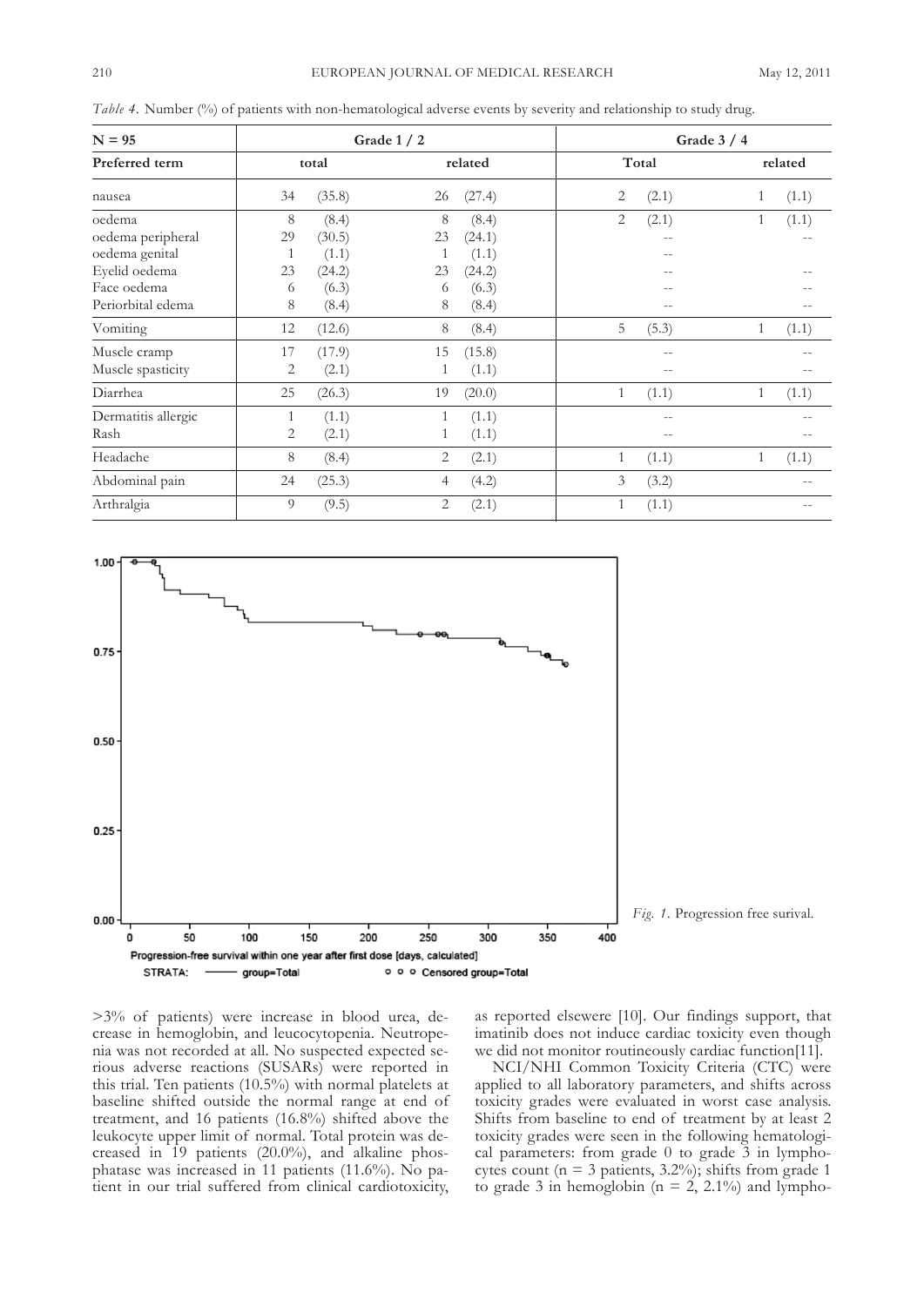*Table 4.* Number (%) of patients with non-hematological adverse events by severity and relationship to study drug.

| N = 95 | Grade 1 / 2 | | | | Grade 3 / 4 | | | |
|---|---|---|---|---|---|---|---|---|
| Preferred term | total | | related | | Total | | related | |
| nausea | 34 | (35.8) | 26 | (27.4) | 2 | (2.1) | 1 | (1.1) |
| oedema | 8 | (8.4) | 8 | (8.4) | 2 | (2.1) | 1 | (1.1) |
| oedema peripheral | 29 | (30.5) | 23 | (24.1) | | -- | | -- |
| oedema genital | 1 | (1.1) | 1 | (1.1) | | -- | | |
| Eyelid oedema | 23 | (24.2) | 23 | (24.2) | | -- | | -- |
| Face oedema | 6 | (6.3) | 6 | (6.3) | | -- | | -- |
| Periorbital edema | 8 | (8.4) | 8 | (8.4) | | -- | | -- |
| Vomiting | 12 | (12.6) | 8 | (8.4) | 5 | (5.3) | 1 | (1.1) |
| Muscle cramp | 17 | (17.9) | 15 | (15.8) | | -- | | -- |
| Muscle spasticity | 2 | (2.1) | 1 | (1.1) | | -- | | -- |
| Diarrhea | 25 | (26.3) | 19 | (20.0) | 1 | (1.1) | 1 | (1.1) |
| Dermatitis allergic | 1 | (1.1) | 1 | (1.1) | | -- | | -- |
| Rash | 2 | (2.1) | 1 | (1.1) | | -- | | -- |
| Headache | 8 | (8.4) | 2 | (2.1) | 1 | (1.1) | 1 | (1.1) |
| Abdominal pain | 24 | (25.3) | 4 | (4.2) | 3 | (3.2) | | -- |
| Arthralgia | 9 | (9.5) | 2 | (2.1) | 1 | (1.1) | | -- |

*Fig. 1.* Progression free surival.

>3% of patients) were increase in blood urea, decrease in hemoglobin, and leucocytopenia. Neutropenia was not recorded at all. No suspected expected serious adverse reactions (SUSARs) were reported in this trial. Ten patients (10.5%) with normal platelets at baseline shifted outside the normal range at end of treatment, and 16 patients (16.8%) shifted above the leukocyte upper limit of normal. Total protein was decreased in 19 patients (20.0%), and alkaline phosphatase was increased in 11 patients (11.6%). No patient in our trial suffered from clinical cardiotoxicity, as reported elsewere [10]. Our findings support, that imatinib does not induce cardiac toxicity even though we did not monitor routineously cardiac function[11].

NCI/NHI Common Toxicity Criteria (CTC) were applied to all laboratory parameters, and shifts across toxicity grades were evaluated in worst case analysis. Shifts from baseline to end of treatment by at least 2 toxicity grades were seen in the following hematological parameters: from grade 0 to grade 3 in lymphocytes count (n = 3 patients, 3.2%); shifts from grade 1 to grade 3 in hemoglobin (n = 2, 2.1%) and lympho-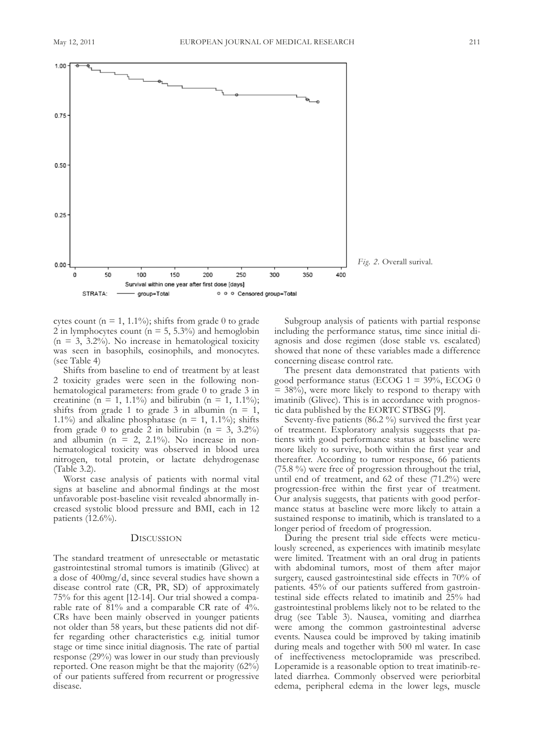*Fig. 2.* Overall surival.

cytes count (n = 1, 1.1%); shifts from grade 0 to grade 2 in lymphocytes count (n = 5, 5.3%) and hemoglobin (n = 3, 3.2%). No increase in hematological toxicity was seen in basophils, eosinophils, and monocytes. (see Table 4)

Shifts from baseline to end of treatment by at least 2 toxicity grades were seen in the following non-hematological parameters: from grade 0 to grade 3 in creatinine (n = 1, 1.1%) and bilirubin (n = 1, 1.1%); shifts from grade 1 to grade 3 in albumin (n = 1, 1.1%) and alkaline phosphatase (n = 1, 1.1%); shifts from grade 0 to grade 2 in bilirubin (n = 3, 3.2%) and albumin (n = 2, 2.1%). No increase in non-hematological toxicity was observed in blood urea nitrogen, total protein, or lactate dehydrogenase (Table 3.2).

Worst case analysis of patients with normal vital signs at baseline and abnormal findings at the most unfavorable post-baseline visit revealed abnormally increased systolic blood pressure and BMI, each in 12 patients (12.6%).

## Discussion

The standard treatment of unresectable or metastatic gastrointestinal stromal tumors is imatinib (Glivec) at a dose of 400mg/d, since several studies have shown a disease control rate (CR, PR, SD) of approximately 75% for this agent [12-14]. Our trial showed a comparable rate of 81% and a comparable CR rate of 4%. CRs have been mainly observed in younger patients not older than 58 years, but these patients did not differ regarding other characteristics e.g. initial tumor stage or time since initial diagnosis. The rate of partial response (29%) was lower in our study than previously reported. One reason might be that the majority (62%) of our patients suffered from recurrent or progressive disease.

Subgroup analysis of patients with partial response including the performance status, time since initial diagnosis and dose regimen (dose stable vs. escalated) showed that none of these variables made a difference concerning disease control rate.

The present data demonstrated that patients with good performance status (ECOG 1 = 39%, ECOG 0 = 38%), were more likely to respond to therapy with imatinib (Glivec). This is in accordance with prognostic data published by the EORTC STBSG [9].

Seventy-five patients (86.2 %) survived the first year of treatment. Exploratory analysis suggests that patients with good performance status at baseline were more likely to survive, both within the first year and thereafter. According to tumor response, 66 patients (75.8 %) were free of progression throughout the trial, until end of treatment, and 62 of these (71.2%) were progression-free within the first year of treatment. Our analysis suggests, that patients with good performance status at baseline were more likely to attain a sustained response to imatinib, which is translated to a longer period of freedom of progression.

During the present trial side effects were meticulously screened, as experiences with imatinib mesylate were limited. Treatment with an oral drug in patients with abdominal tumors, most of them after major surgery, caused gastrointestinal side effects in 70% of patients. 45% of our patients suffered from gastrointestinal side effects related to imatinib and 25% had gastrointestinal problems likely not to be related to the drug (see Table 3). Nausea, vomiting and diarrhea were among the common gastrointestinal adverse events. Nausea could be improved by taking imatinib during meals and together with 500 ml water. In case of ineffectiveness metoclopramide was prescribed. Loperamide is a reasonable option to treat imatinib-related diarrhea. Commonly observed were periorbital edema, peripheral edema in the lower legs, muscle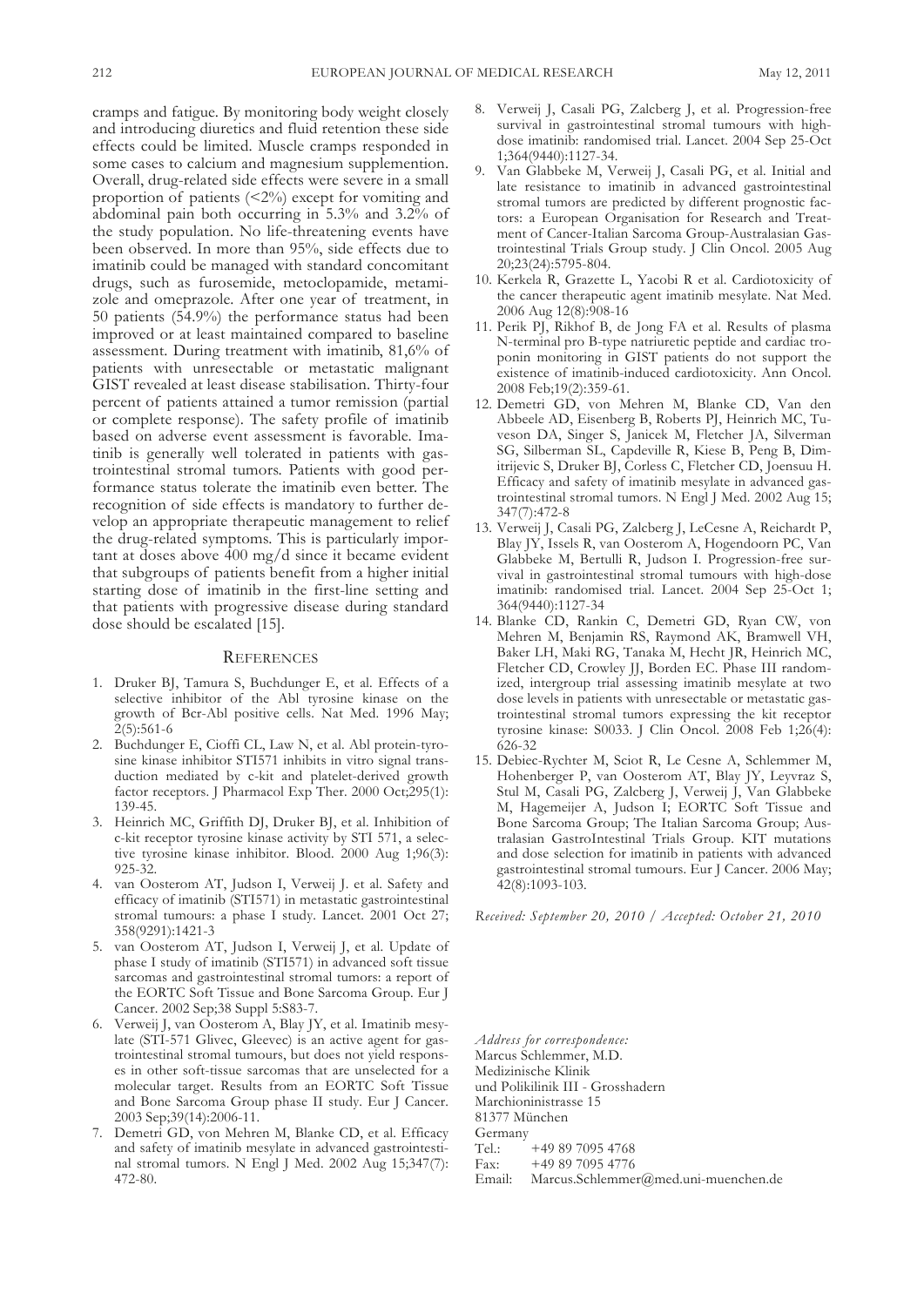cramps and fatigue. By monitoring body weight closely and introducing diuretics and fluid retention these side effects could be limited. Muscle cramps responded in some cases to calcium and magnesium supplemention. Overall, drug-related side effects were severe in a small proportion of patients (<2%) except for vomiting and abdominal pain both occurring in 5.3% and 3.2% of the study population. No life-threatening events have been observed. In more than 95%, side effects due to imatinib could be managed with standard concomitant drugs, such as furosemide, metoclopamide, metamizole and omeprazole. After one year of treatment, in 50 patients (54.9%) the performance status had been improved or at least maintained compared to baseline assessment. During treatment with imatinib, 81,6% of patients with unresectable or metastatic malignant GIST revealed at least disease stabilisation. Thirty-four percent of patients attained a tumor remission (partial or complete response). The safety profile of imatinib based on adverse event assessment is favorable. Imatinib is generally well tolerated in patients with gastrointestinal stromal tumors. Patients with good performance status tolerate the imatinib even better. The recognition of side effects is mandatory to further develop an appropriate therapeutic management to relief the drug-related symptoms. This is particularly important at doses above 400 mg/d since it became evident that subgroups of patients benefit from a higher initial starting dose of imatinib in the first-line setting and that patients with progressive disease during standard dose should be escalated [15].

## References

1. Druker BJ, Tamura S, Buchdunger E, et al. Effects of a selective inhibitor of the Abl tyrosine kinase on the growth of Bcr-Abl positive cells. Nat Med. 1996 May; 2(5):561-6
2. Buchdunger E, Cioffi CL, Law N, et al. Abl protein-tyrosine kinase inhibitor STI571 inhibits in vitro signal transduction mediated by c-kit and platelet-derived growth factor receptors. J Pharmacol Exp Ther. 2000 Oct;295(1): 139-45.
3. Heinrich MC, Griffith DJ, Druker BJ, et al. Inhibition of c-kit receptor tyrosine kinase activity by STI 571, a selective tyrosine kinase inhibitor. Blood. 2000 Aug 1;96(3): 925-32.
4. van Oosterom AT, Judson I, Verweij J. et al. Safety and efficacy of imatinib (STI571) in metastatic gastrointestinal stromal tumours: a phase I study. Lancet. 2001 Oct 27; 358(9291):1421-3
5. van Oosterom AT, Judson I, Verweij J, et al. Update of phase I study of imatinib (STI571) in advanced soft tissue sarcomas and gastrointestinal stromal tumors: a report of the EORTC Soft Tissue and Bone Sarcoma Group. Eur J Cancer. 2002 Sep;38 Suppl 5:S83-7.
6. Verweij J, van Oosterom A, Blay JY, et al. Imatinib mesylate (STI-571 Glivec, Gleevec) is an active agent for gastrointestinal stromal tumours, but does not yield responses in other soft-tissue sarcomas that are unselected for a molecular target. Results from an EORTC Soft Tissue and Bone Sarcoma Group phase II study. Eur J Cancer. 2003 Sep;39(14):2006-11.
7. Demetri GD, von Mehren M, Blanke CD, et al. Efficacy and safety of imatinib mesylate in advanced gastrointestinal stromal tumors. N Engl J Med. 2002 Aug 15;347(7): 472-80.
8. Verweij J, Casali PG, Zalcberg J, et al. Progression-free survival in gastrointestinal stromal tumours with high-dose imatinib: randomised trial. Lancet. 2004 Sep 25-Oct 1;364(9440):1127-34.
9. Van Glabbeke M, Verweij J, Casali PG, et al. Initial and late resistance to imatinib in advanced gastrointestinal stromal tumors are predicted by different prognostic factors: a European Organisation for Research and Treatment of Cancer-Italian Sarcoma Group-Australasian Gastrointestinal Trials Group study. J Clin Oncol. 2005 Aug 20;23(24):5795-804.
10. Kerkela R, Grazette L, Yacobi R et al. Cardiotoxicity of the cancer therapeutic agent imatinib mesylate. Nat Med. 2006 Aug 12(8):908-16
11. Perik PJ, Rikhof B, de Jong FA et al. Results of plasma N-terminal pro B-type natriuretic peptide and cardiac troponin monitoring in GIST patients do not support the existence of imatinib-induced cardiotoxicity. Ann Oncol. 2008 Feb;19(2):359-61.
12. Demetri GD, von Mehren M, Blanke CD, Van den Abbeele AD, Eisenberg B, Roberts PJ, Heinrich MC, Tuveson DA, Singer S, Janicek M, Fletcher JA, Silverman SG, Silberman SL, Capdeville R, Kiese B, Peng B, Dimitrijevic S, Druker BJ, Corless C, Fletcher CD, Joensuu H. Efficacy and safety of imatinib mesylate in advanced gastrointestinal stromal tumors. N Engl J Med. 2002 Aug 15; 347(7):472-8
13. Verweij J, Casali PG, Zalcberg J, LeCesne A, Reichardt P, Blay JY, Issels R, van Oosterom A, Hogendoorn PC, Van Glabbeke M, Bertulli R, Judson I. Progression-free survival in gastrointestinal stromal tumours with high-dose imatinib: randomised trial. Lancet. 2004 Sep 25-Oct 1; 364(9440):1127-34
14. Blanke CD, Rankin C, Demetri GD, Ryan CW, von Mehren M, Benjamin RS, Raymond AK, Bramwell VH, Baker LH, Maki RG, Tanaka M, Hecht JR, Heinrich MC, Fletcher CD, Crowley JJ, Borden EC. Phase III randomized, intergroup trial assessing imatinib mesylate at two dose levels in patients with unresectable or metastatic gastrointestinal stromal tumors expressing the kit receptor tyrosine kinase: S0033. J Clin Oncol. 2008 Feb 1;26(4): 626-32
15. Debiec-Rychter M, Sciot R, Le Cesne A, Schlemmer M, Hohenberger P, van Oosterom AT, Blay JY, Leyvraz S, Stul M, Casali PG, Zalcberg J, Verweij J, Van Glabbeke M, Hagemeijer A, Judson I; EORTC Soft Tissue and Bone Sarcoma Group; The Italian Sarcoma Group; Australasian GastroIntestinal Trials Group. KIT mutations and dose selection for imatinib in patients with advanced gastrointestinal stromal tumours. Eur J Cancer. 2006 May; 42(8):1093-103.

*Received: September 20, 2010 / Accepted: October 21, 2010*

*Address for correspondence:*
Marcus Schlemmer, M.D.
Medizinische Klinik
und Polikilinik III - Grosshadern
Marchioninistrasse 15
81377 München
Germany
Tel.: +49 89 7095 4768
Fax: +49 89 7095 4776
Email: Marcus.Schlemmer@med.uni-muenchen.de